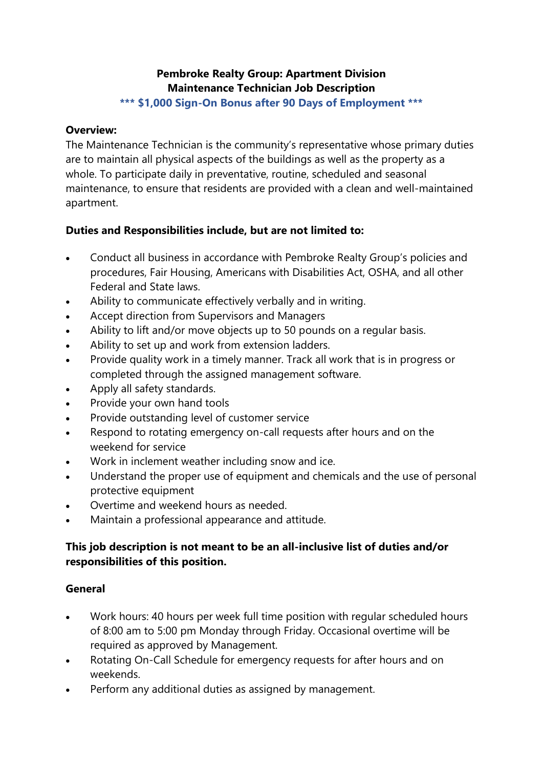# Pembroke Realty Group: Apartment Division
## Maintenance Technician Job Description
### *** $1,000 Sign-On Bonus after 90 Days of Employment ***

**Overview:**
The Maintenance Technician is the community's representative whose primary duties are to maintain all physical aspects of the buildings as well as the property as a whole. To participate daily in preventative, routine, scheduled and seasonal maintenance, to ensure that residents are provided with a clean and well-maintained apartment.

**Duties and Responsibilities include, but are not limited to:**

- Conduct all business in accordance with Pembroke Realty Group's policies and procedures, Fair Housing, Americans with Disabilities Act, OSHA, and all other Federal and State laws.
- Ability to communicate effectively verbally and in writing.
- Accept direction from Supervisors and Managers
- Ability to lift and/or move objects up to 50 pounds on a regular basis.
- Ability to set up and work from extension ladders.
- Provide quality work in a timely manner. Track all work that is in progress or completed through the assigned management software.
- Apply all safety standards.
- Provide your own hand tools
- Provide outstanding level of customer service
- Respond to rotating emergency on-call requests after hours and on the weekend for service
- Work in inclement weather including snow and ice.
- Understand the proper use of equipment and chemicals and the use of personal protective equipment
- Overtime and weekend hours as needed.
- Maintain a professional appearance and attitude.

**This job description is not meant to be an all-inclusive list of duties and/or responsibilities of this position.**

**General**

- Work hours: 40 hours per week full time position with regular scheduled hours of 8:00 am to 5:00 pm Monday through Friday. Occasional overtime will be required as approved by Management.
- Rotating On-Call Schedule for emergency requests for after hours and on weekends.
- Perform any additional duties as assigned by management.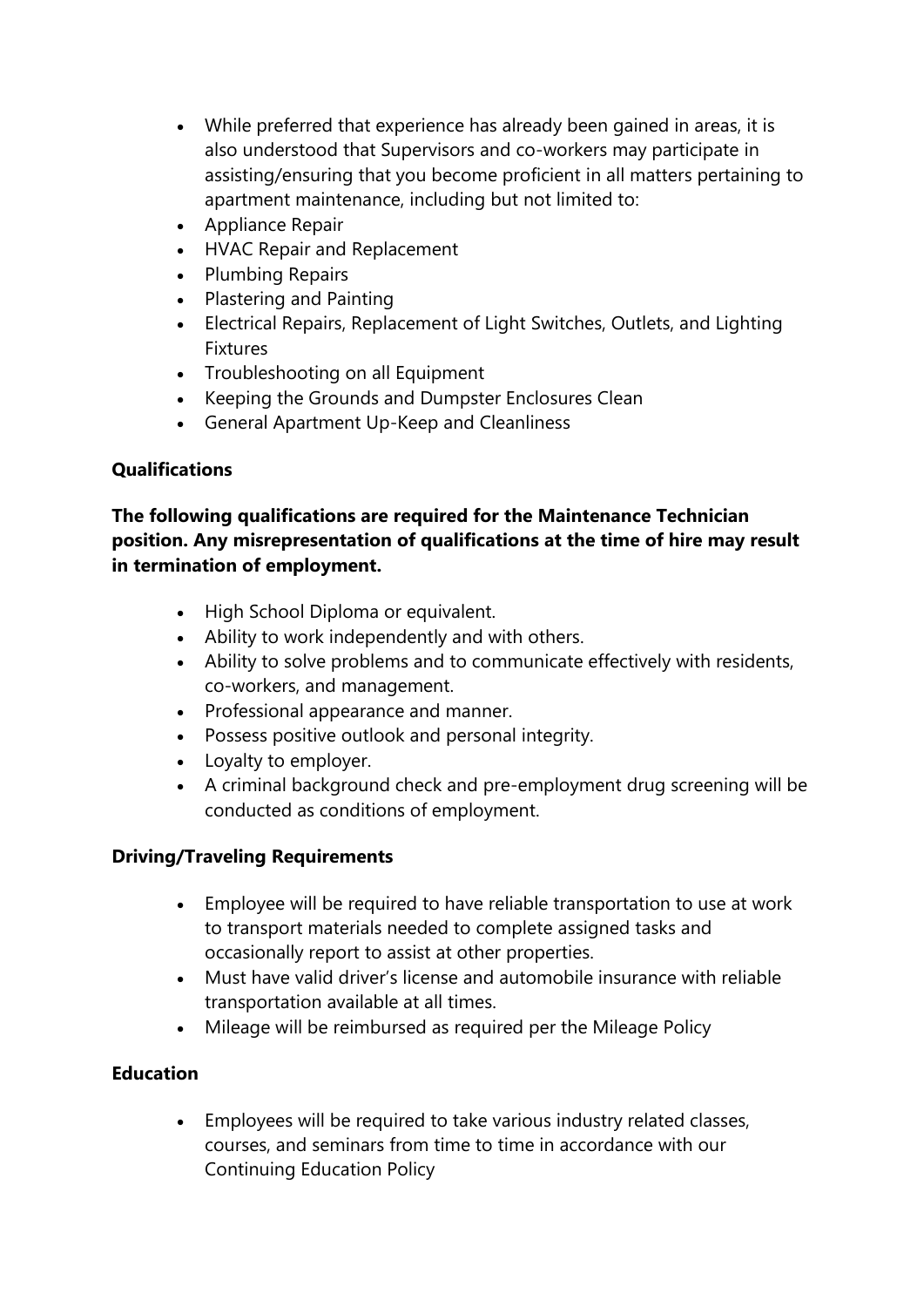- While preferred that experience has already been gained in areas, it is also understood that Supervisors and co-workers may participate in assisting/ensuring that you become proficient in all matters pertaining to apartment maintenance, including but not limited to:
- Appliance Repair
- HVAC Repair and Replacement
- Plumbing Repairs
- Plastering and Painting
- Electrical Repairs, Replacement of Light Switches, Outlets, and Lighting Fixtures
- Troubleshooting on all Equipment
- Keeping the Grounds and Dumpster Enclosures Clean
- General Apartment Up-Keep and Cleanliness

**Qualifications**

**The following qualifications are required for the Maintenance Technician position. Any misrepresentation of qualifications at the time of hire may result in termination of employment.**

- High School Diploma or equivalent.
- Ability to work independently and with others.
- Ability to solve problems and to communicate effectively with residents, co-workers, and management.
- Professional appearance and manner.
- Possess positive outlook and personal integrity.
- Loyalty to employer.
- A criminal background check and pre-employment drug screening will be conducted as conditions of employment.

**Driving/Traveling Requirements**

- Employee will be required to have reliable transportation to use at work to transport materials needed to complete assigned tasks and occasionally report to assist at other properties.
- Must have valid driver's license and automobile insurance with reliable transportation available at all times.
- Mileage will be reimbursed as required per the Mileage Policy

**Education**

- Employees will be required to take various industry related classes, courses, and seminars from time to time in accordance with our Continuing Education Policy